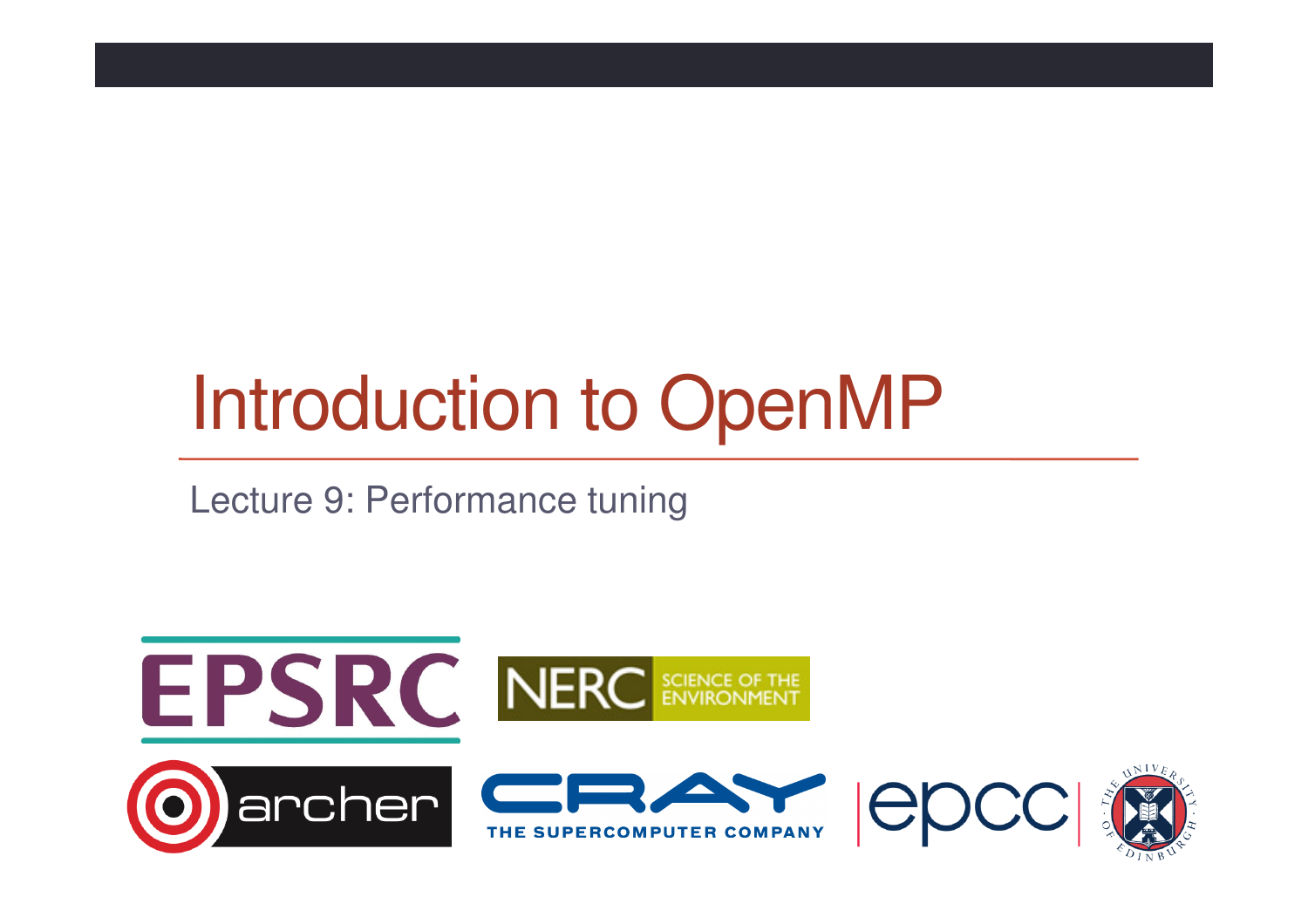# Introduction to OpenMP

Lecture 9: Performance tuning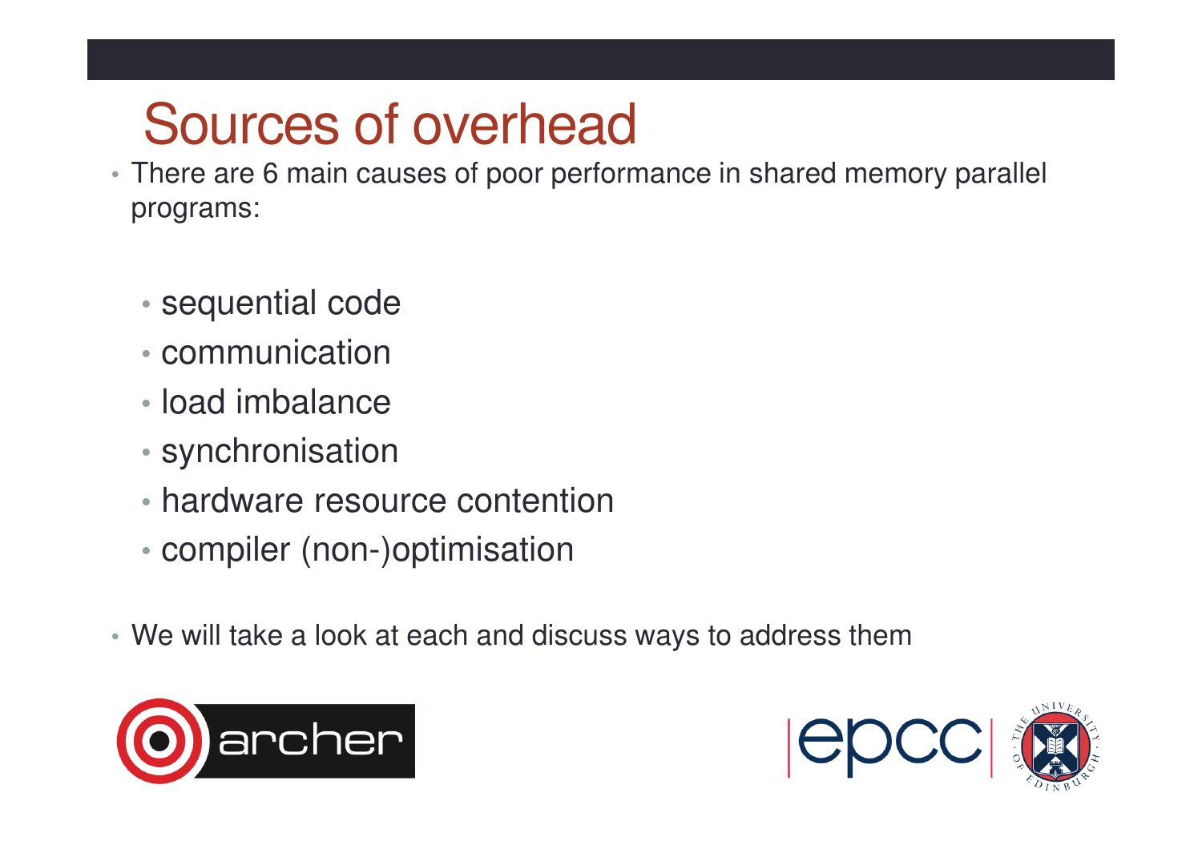# Sources of overhead

- There are 6 main causes of poor performance in shared memory parallel programs:
  - sequential code
  - communication
  - load imbalance
  - synchronisation
  - hardware resource contention
  - compiler (non-)optimisation
- We will take a look at each and discuss ways to address them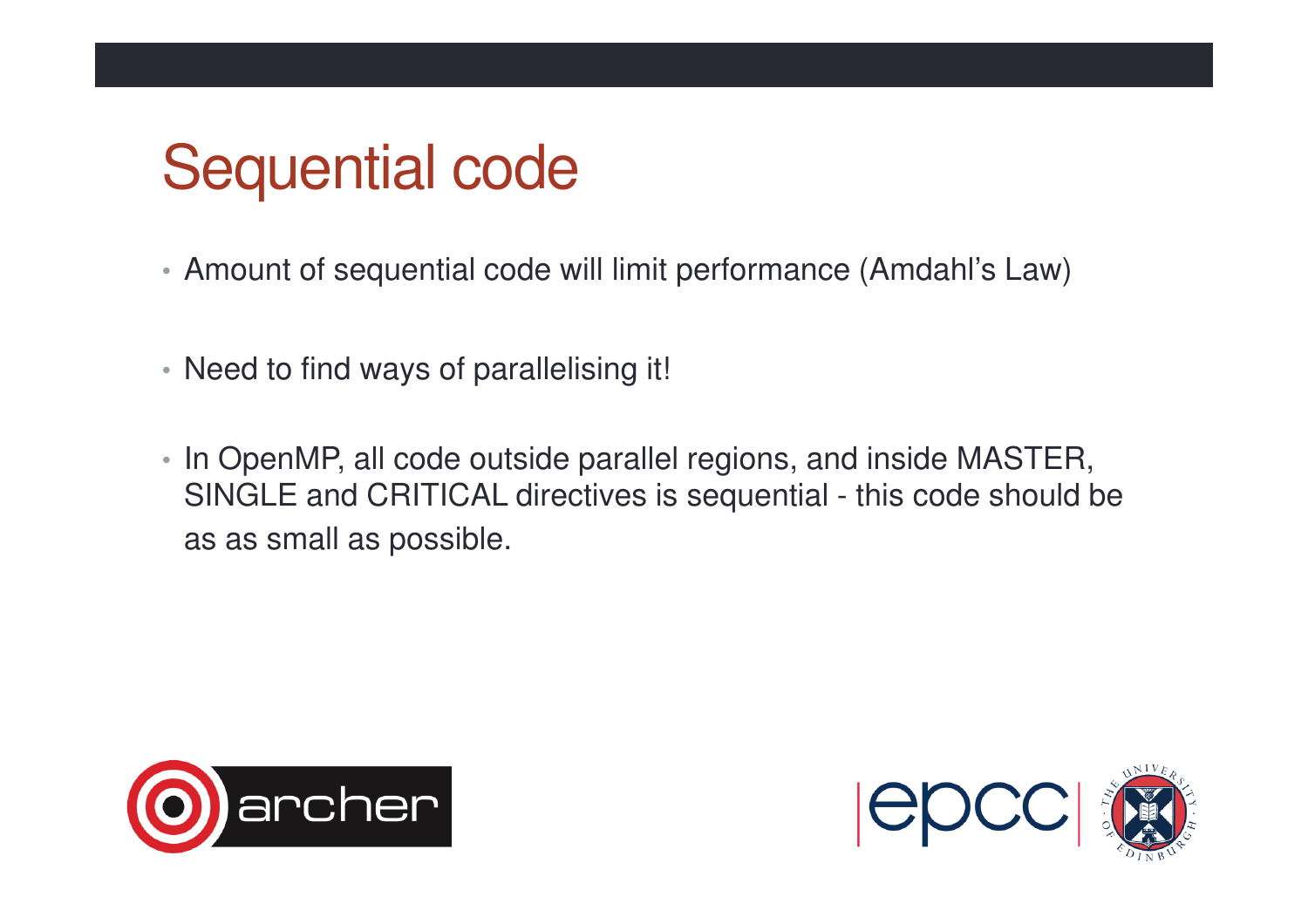# Sequential code

- Amount of sequential code will limit performance (Amdahl's Law)
- Need to find ways of parallelising it!
- In OpenMP, all code outside parallel regions, and inside MASTER, SINGLE and CRITICAL directives is sequential - this code should be as as small as possible.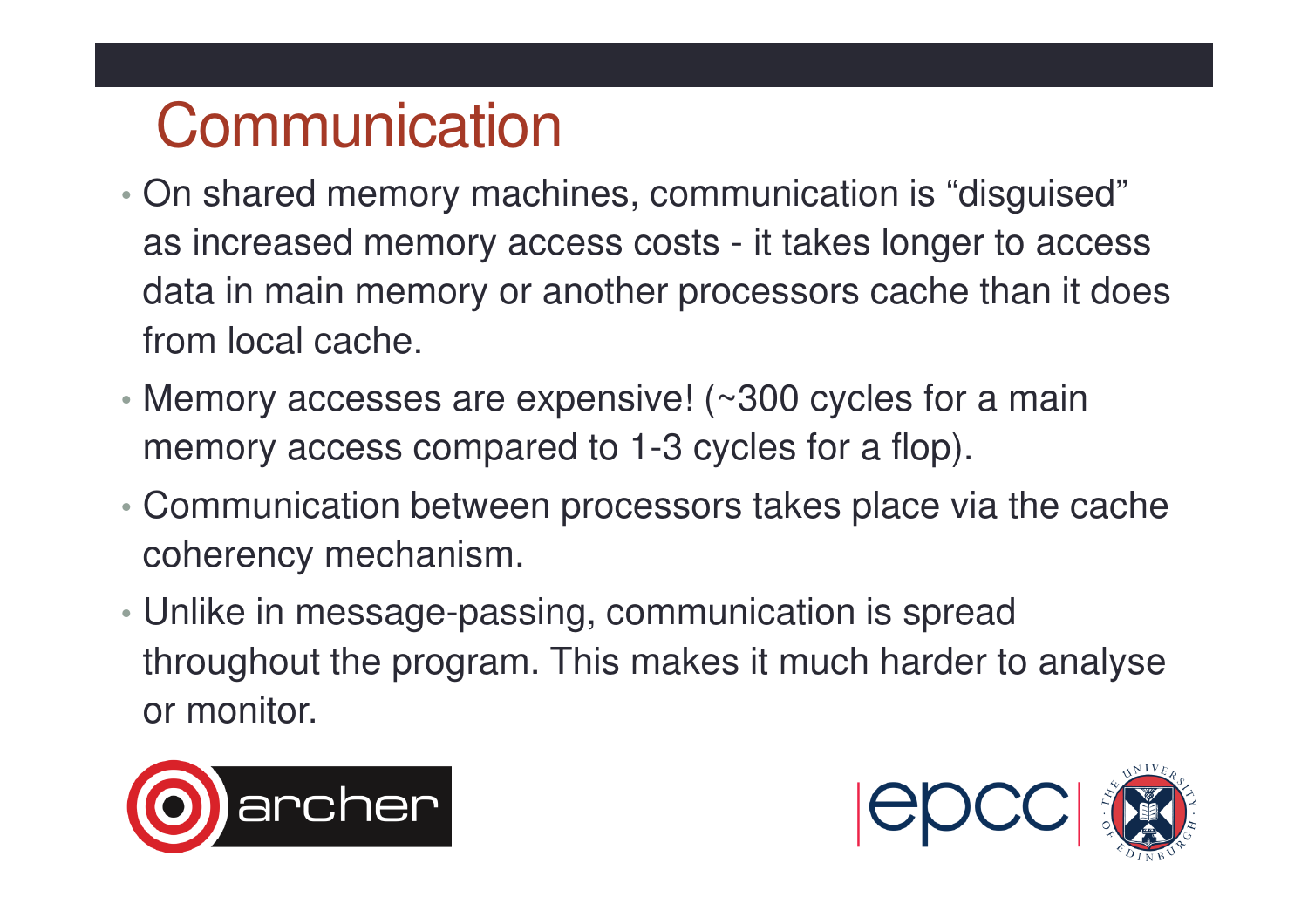# Communication

- On shared memory machines, communication is "disguised" as increased memory access costs - it takes longer to access data in main memory or another processors cache than it does from local cache.
- Memory accesses are expensive! (~300 cycles for a main memory access compared to 1-3 cycles for a flop).
- Communication between processors takes place via the cache coherency mechanism.
- Unlike in message-passing, communication is spread throughout the program. This makes it much harder to analyse or monitor.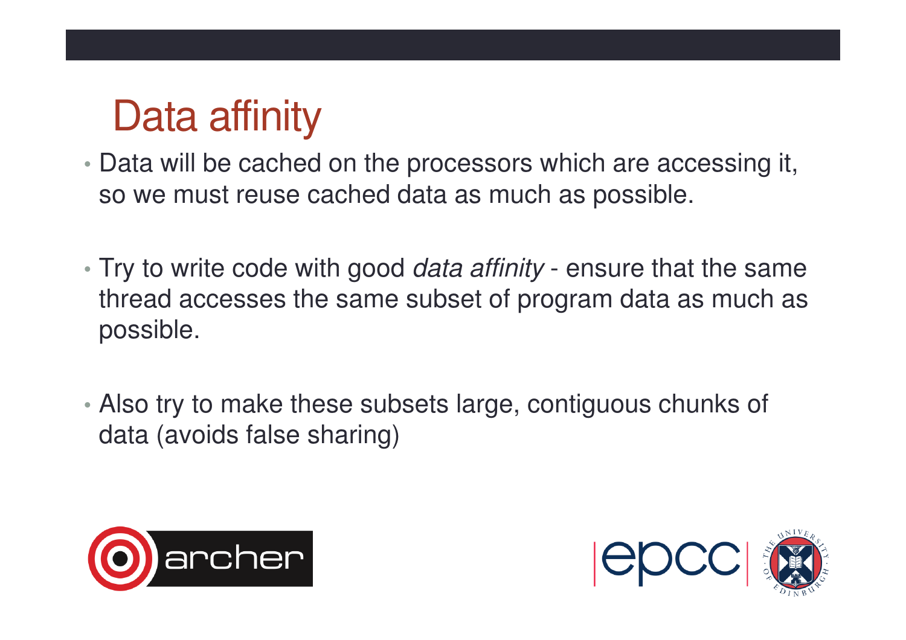# Data affinity

- Data will be cached on the processors which are accessing it, so we must reuse cached data as much as possible.
- Try to write code with good *data affinity* - ensure that the same thread accesses the same subset of program data as much as possible.
- Also try to make these subsets large, contiguous chunks of data (avoids false sharing)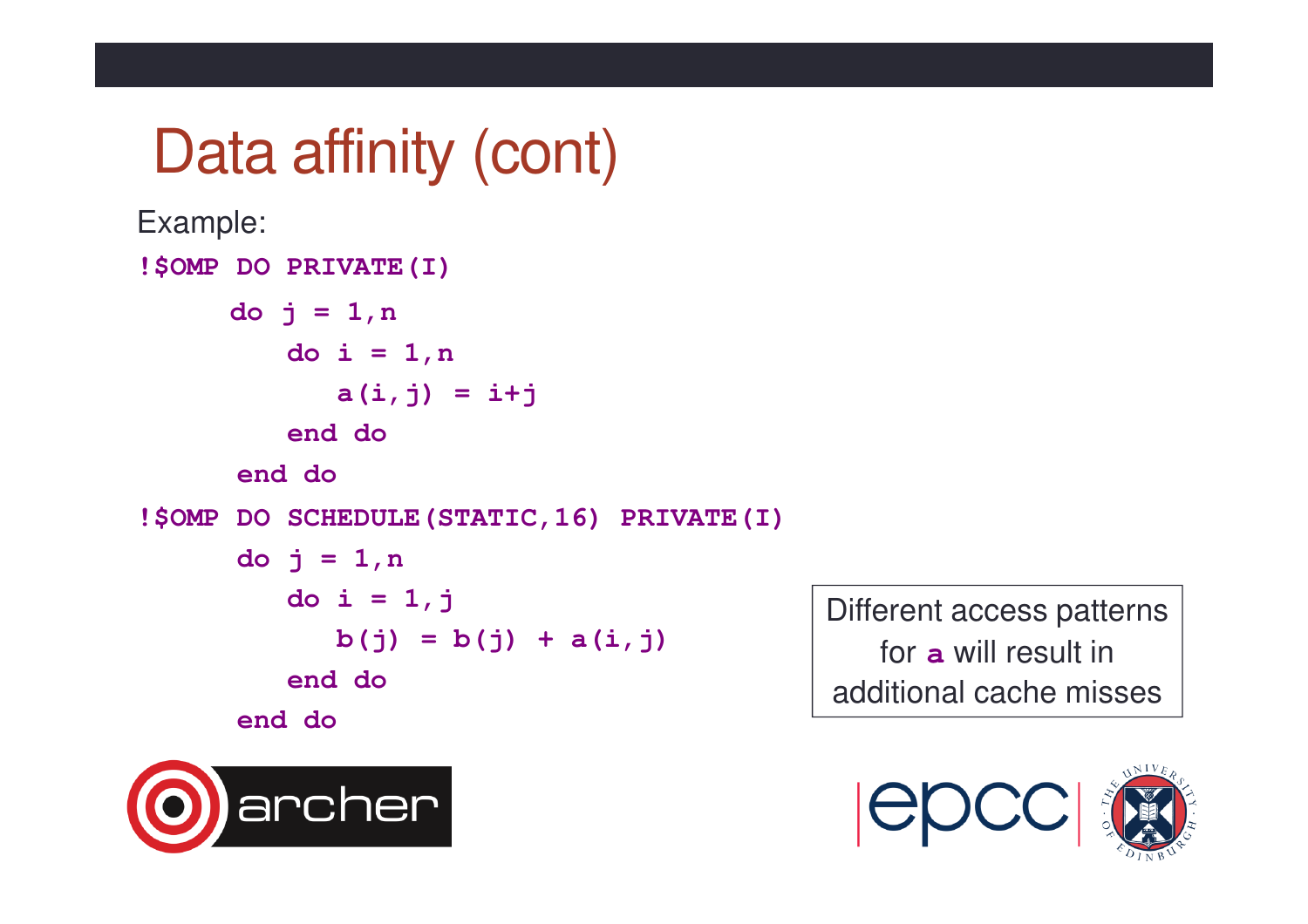# Data affinity (cont)

Example:

```
!$OMP DO PRIVATE(I)
     do j = 1,n
        do i = 1,n
           a(i,j) = i+j
        end do
      end do
!$OMP DO SCHEDULE(STATIC,16) PRIVATE(I)
      do j = 1,n
         do i = 1,j
            b(j) = b(j) + a(i,j)
         end do
      end do
```

Different access patterns for **a** will result in additional cache misses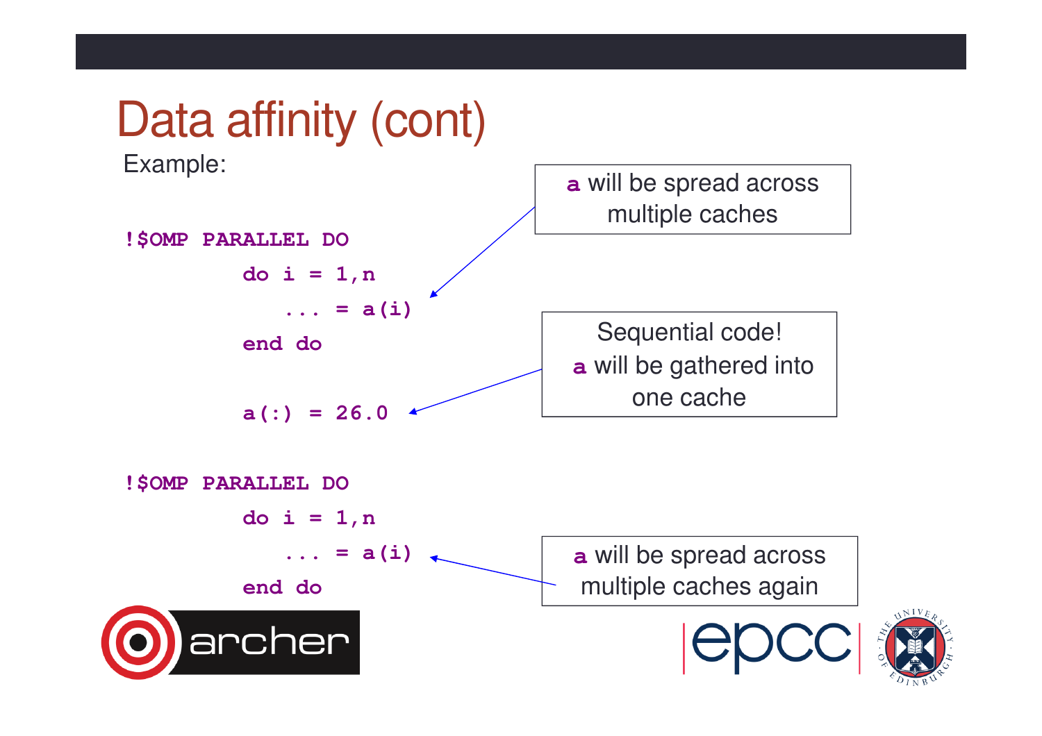# Data affinity (cont)

Example:

```
!$OMP PARALLEL DO
        do i = 1,n
           ... = a(i)
        end do

        a(:) = 26.0

!$OMP PARALLEL DO
        do i = 1,n
           ... = a(i)
        end do
```

**a** will be spread across multiple caches

Sequential code! **a** will be gathered into one cache

**a** will be spread across multiple caches again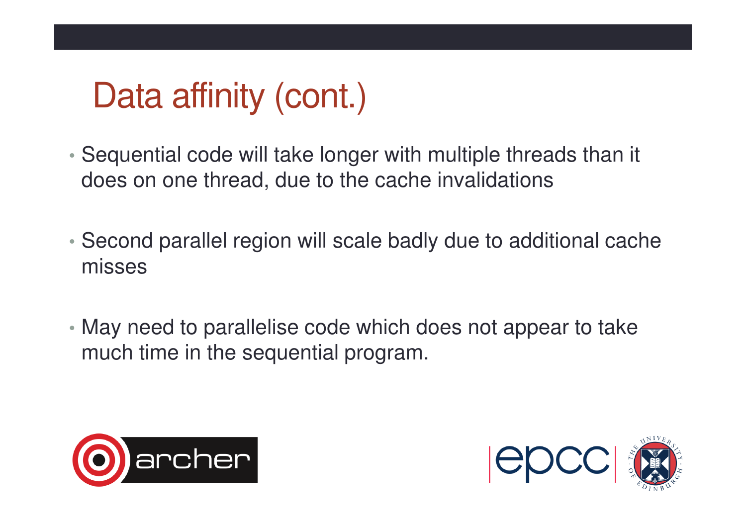# Data affinity (cont.)

- Sequential code will take longer with multiple threads than it does on one thread, due to the cache invalidations
- Second parallel region will scale badly due to additional cache misses
- May need to parallelise code which does not appear to take much time in the sequential program.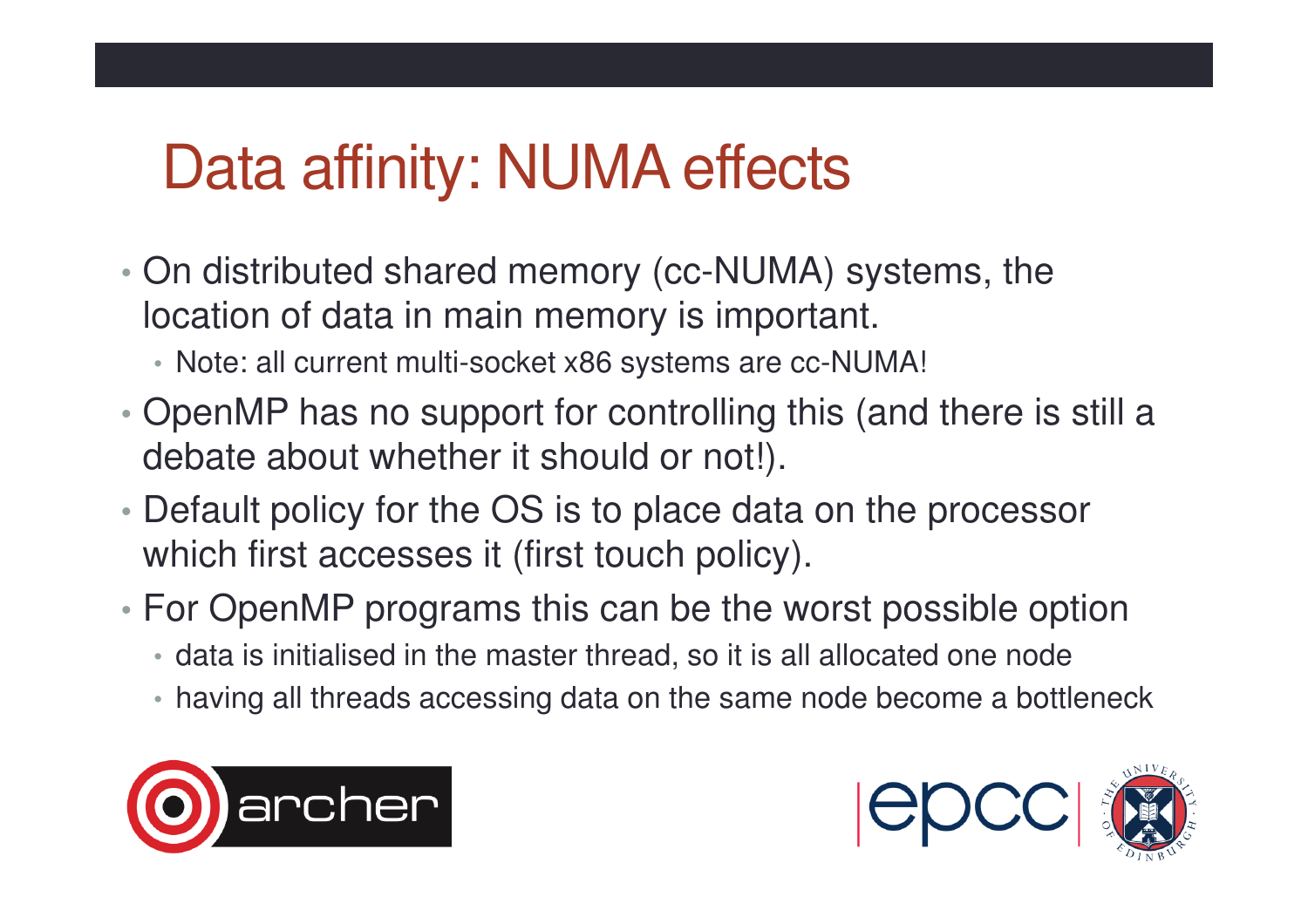# Data affinity: NUMA effects

- On distributed shared memory (cc-NUMA) systems, the location of data in main memory is important.
  - Note: all current multi-socket x86 systems are cc-NUMA!
- OpenMP has no support for controlling this (and there is still a debate about whether it should or not!).
- Default policy for the OS is to place data on the processor which first accesses it (first touch policy).
- For OpenMP programs this can be the worst possible option
  - data is initialised in the master thread, so it is all allocated one node
  - having all threads accessing data on the same node become a bottleneck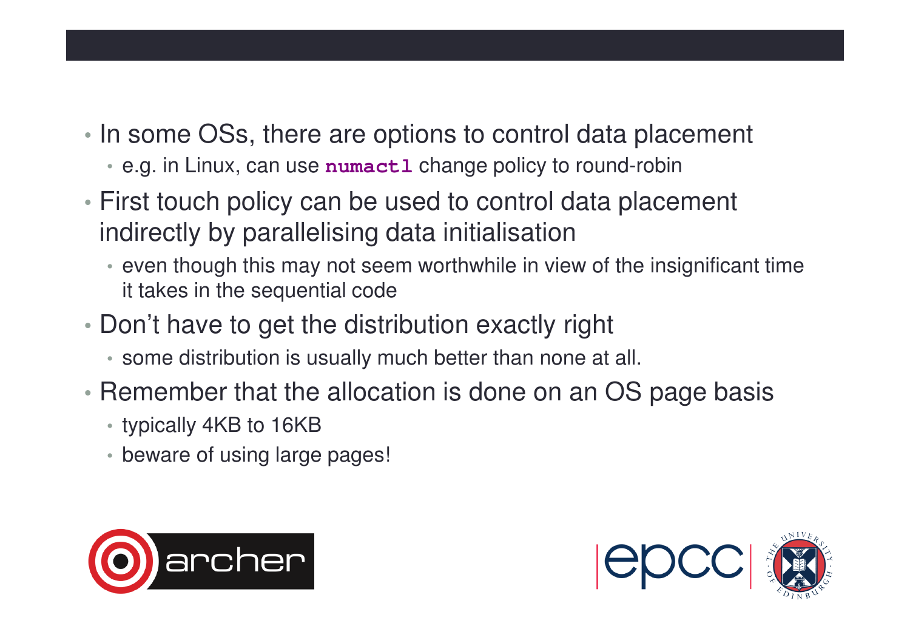- In some OSs, there are options to control data placement
  - e.g. in Linux, can use **`numactl`** change policy to round-robin
- First touch policy can be used to control data placement indirectly by parallelising data initialisation
  - even though this may not seem worthwhile in view of the insignificant time it takes in the sequential code
- Don't have to get the distribution exactly right
  - some distribution is usually much better than none at all.
- Remember that the allocation is done on an OS page basis
  - typically 4KB to 16KB
  - beware of using large pages!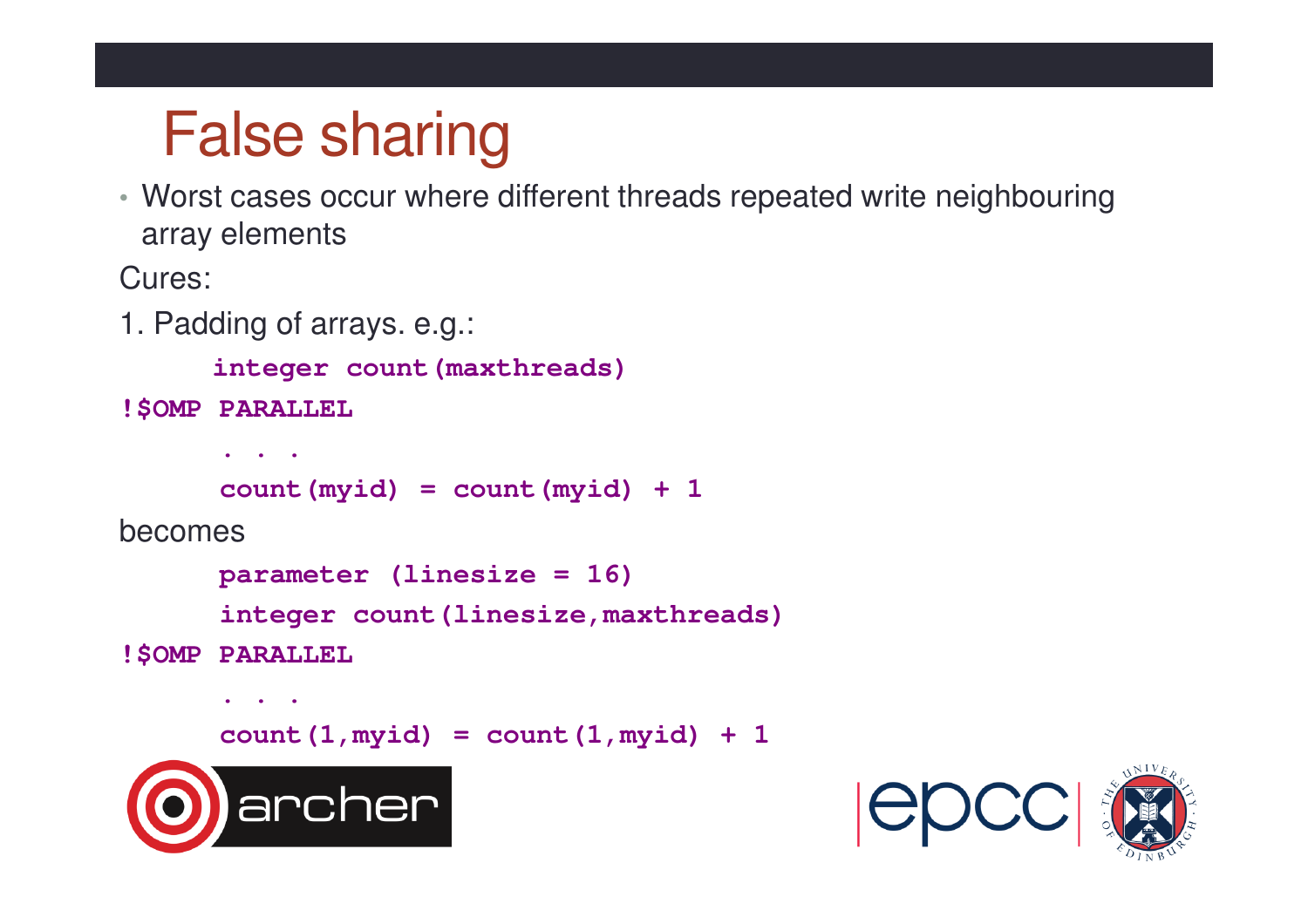# False sharing

- Worst cases occur where different threads repeated write neighbouring array elements

Cures:

1. Padding of arrays. e.g.:

```
      integer count(maxthreads)
!$OMP PARALLEL
      . . .
      count(myid) = count(myid) + 1
```

becomes

```
      parameter (linesize = 16)
      integer count(linesize,maxthreads)
!$OMP PARALLEL
      . . .
      count(1,myid) = count(1,myid) + 1
```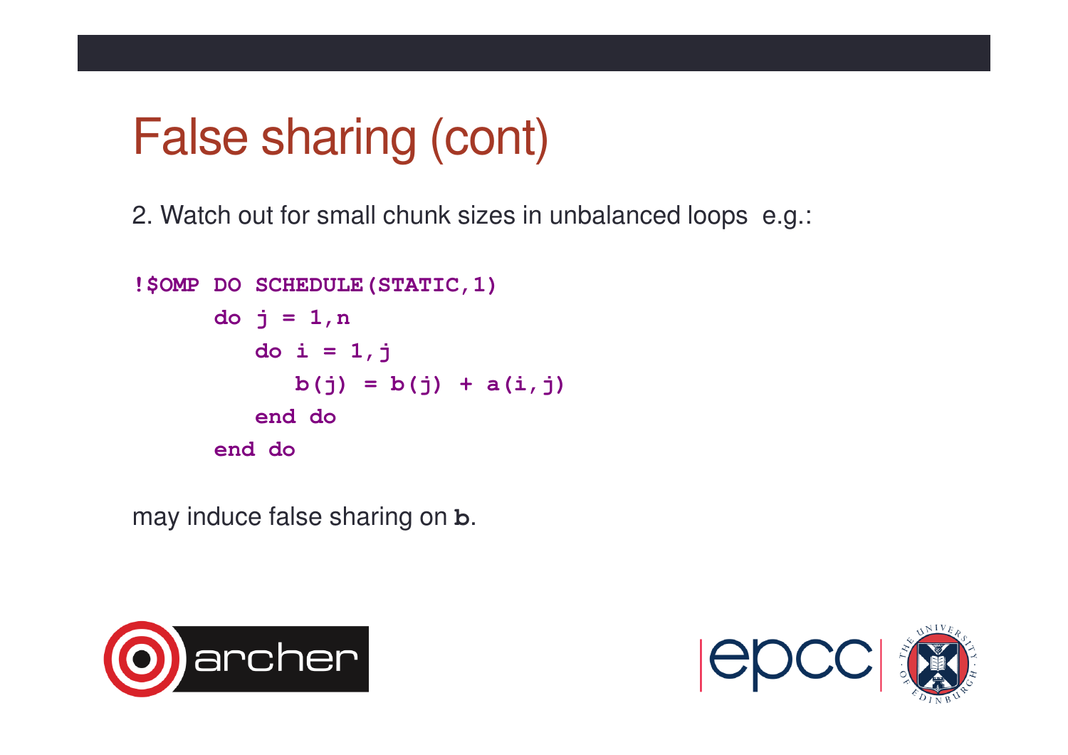# False sharing (cont)

2. Watch out for small chunk sizes in unbalanced loops e.g.:

```
!$OMP DO SCHEDULE(STATIC,1)
      do j = 1,n
         do i = 1,j
            b(j) = b(j) + a(i,j)
         end do
      end do
```

may induce false sharing on `b`.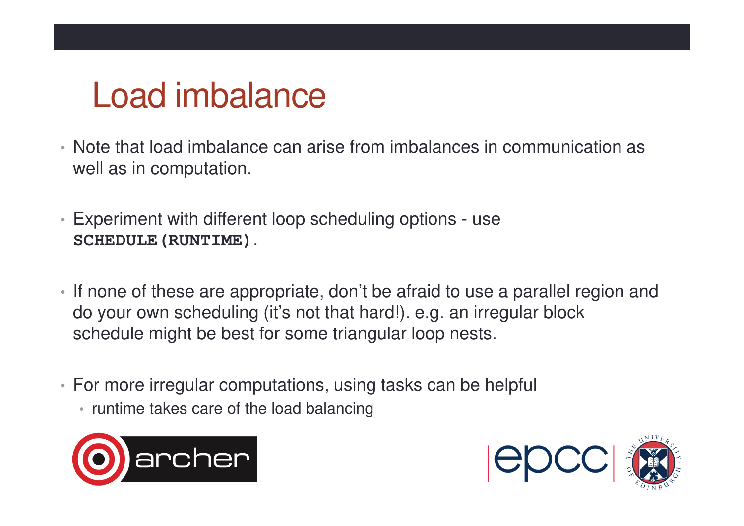# Load imbalance

- Note that load imbalance can arise from imbalances in communication as well as in computation.

- Experiment with different loop scheduling options - use **`SCHEDULE(RUNTIME)`**.

- If none of these are appropriate, don't be afraid to use a parallel region and do your own scheduling (it's not that hard!). e.g. an irregular block schedule might be best for some triangular loop nests.

- For more irregular computations, using tasks can be helpful
  - runtime takes care of the load balancing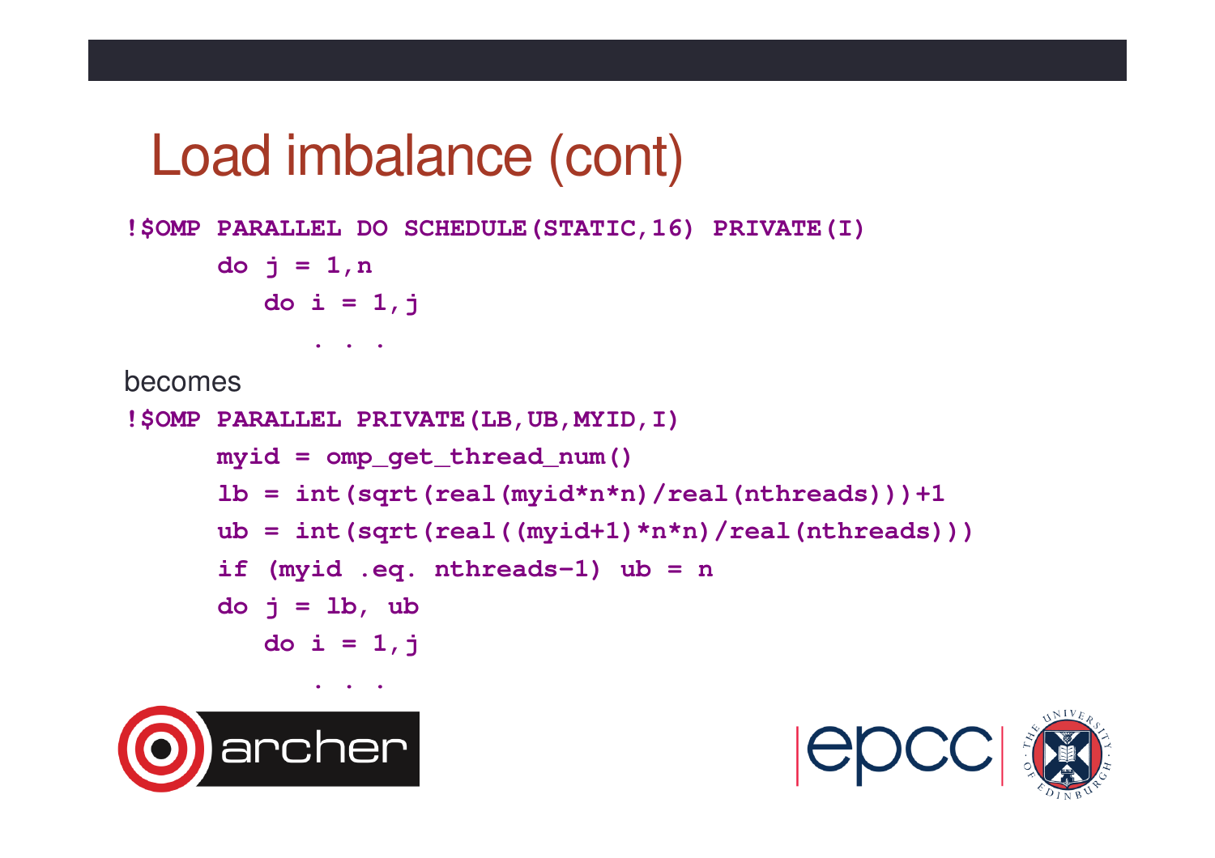# Load imbalance (cont)

```
!$OMP PARALLEL DO SCHEDULE(STATIC,16) PRIVATE(I)
      do j = 1,n
         do i = 1,j
            . . .
```

becomes

```
!$OMP PARALLEL PRIVATE(LB,UB,MYID,I)
      myid = omp_get_thread_num()
      lb = int(sqrt(real(myid*n*n)/real(nthreads)))+1
      ub = int(sqrt(real((myid+1)*n*n)/real(nthreads)))
      if (myid .eq. nthreads-1) ub = n
      do j = lb, ub
         do i = 1,j
            . . .
```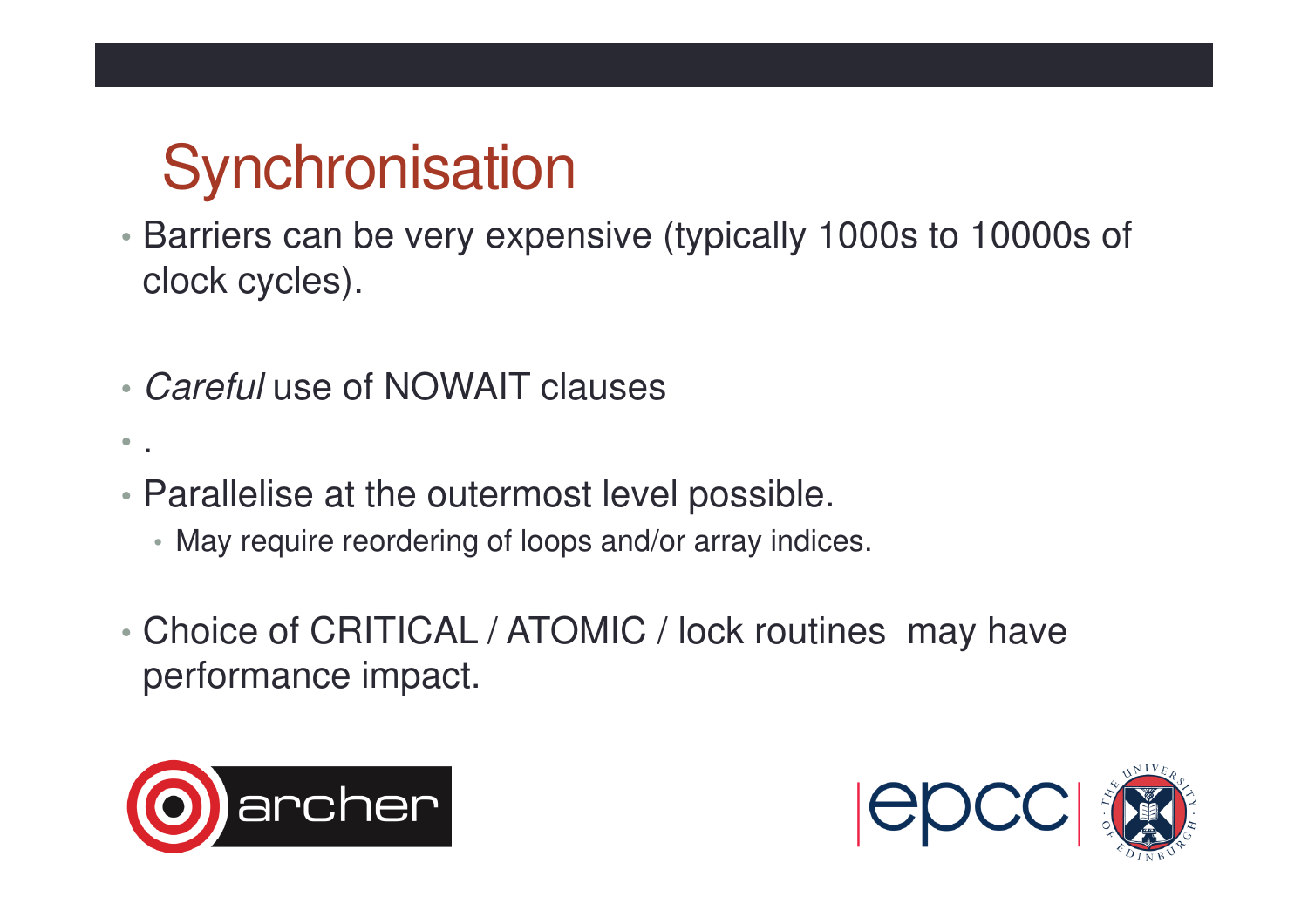# Synchronisation

- Barriers can be very expensive (typically 1000s to 10000s of clock cycles).
- *Careful* use of NOWAIT clauses
- .
- Parallelise at the outermost level possible.
  - May require reordering of loops and/or array indices.
- Choice of CRITICAL / ATOMIC / lock routines may have performance impact.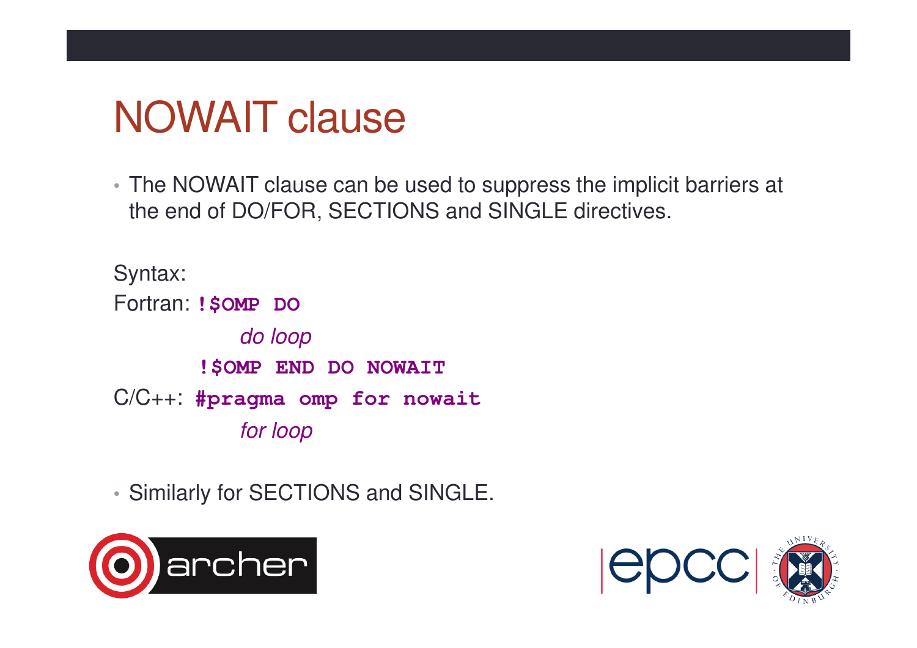# NOWAIT clause

- The NOWAIT clause can be used to suppress the implicit barriers at the end of DO/FOR, SECTIONS and SINGLE directives.

Syntax:

Fortran:
```
!$OMP DO
      do loop
!$OMP END DO NOWAIT
```

C/C++:
```
#pragma omp for nowait
      for loop
```

- Similarly for SECTIONS and SINGLE.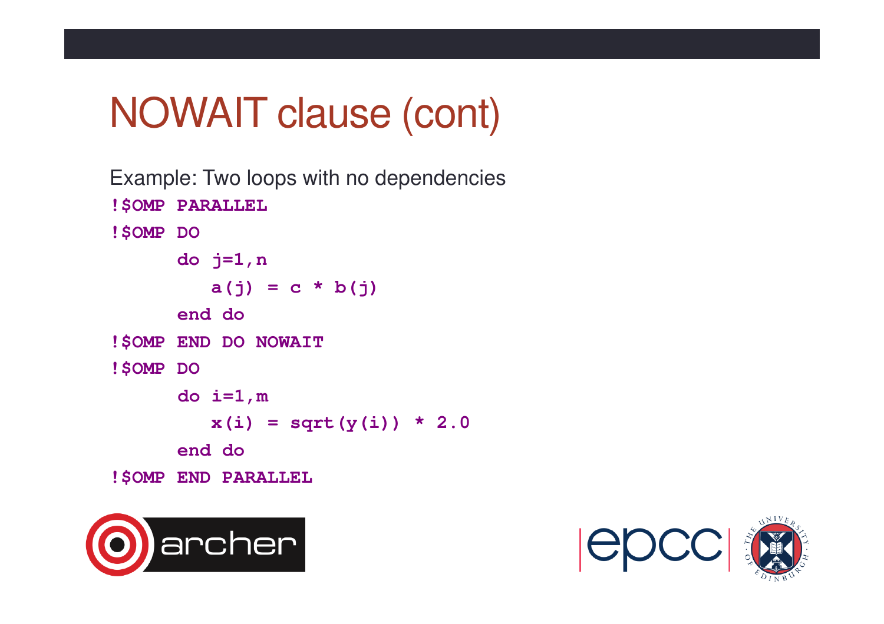# NOWAIT clause (cont)

Example: Two loops with no dependencies

```
!$OMP PARALLEL
!$OMP DO
      do j=1,n
         a(j) = c * b(j)
      end do
!$OMP END DO NOWAIT
!$OMP DO
      do i=1,m
         x(i) = sqrt(y(i)) * 2.0
      end do
!$OMP END PARALLEL
```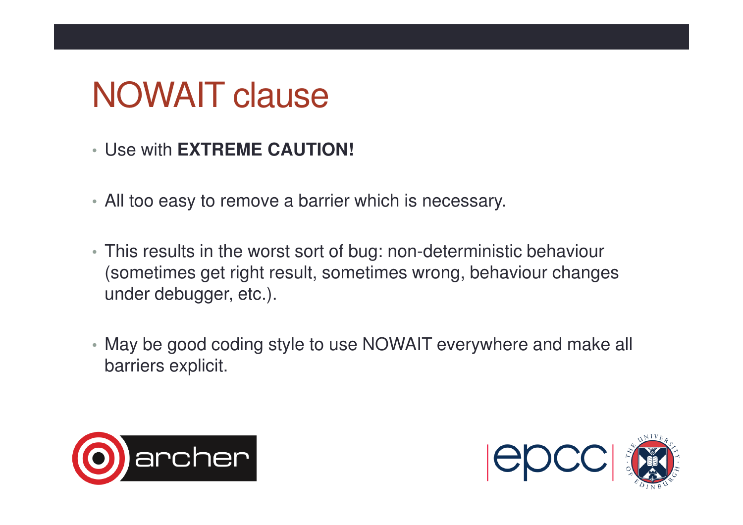# NOWAIT clause

- Use with **EXTREME CAUTION!**
- All too easy to remove a barrier which is necessary.
- This results in the worst sort of bug: non-deterministic behaviour (sometimes get right result, sometimes wrong, behaviour changes under debugger, etc.).
- May be good coding style to use NOWAIT everywhere and make all barriers explicit.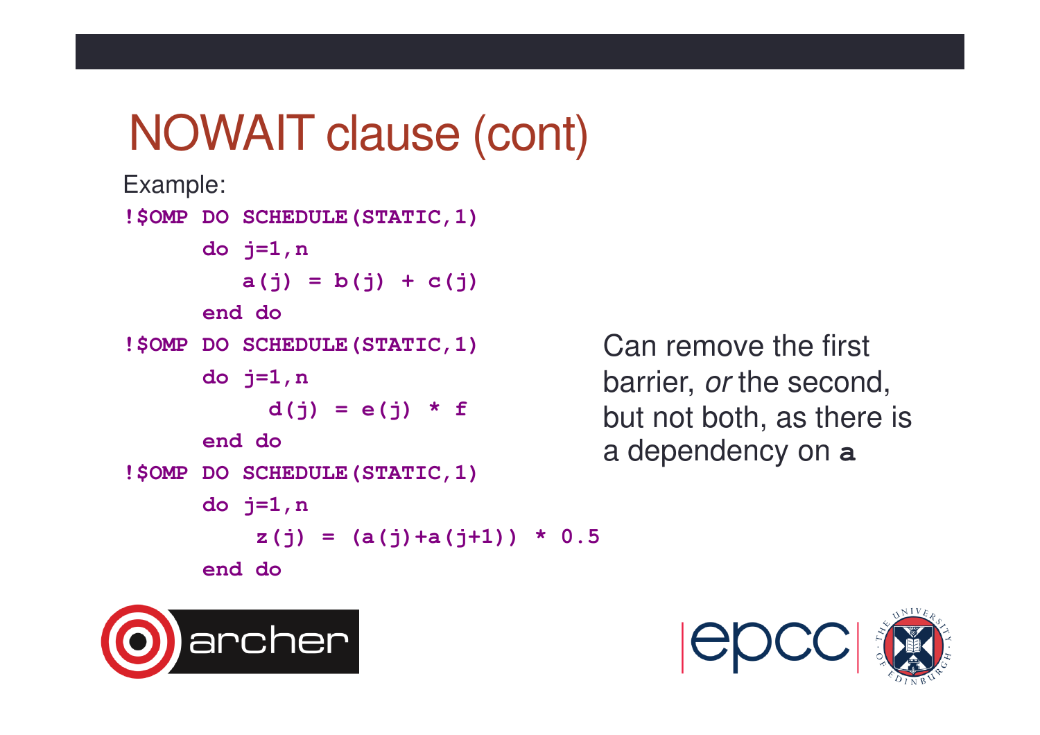# NOWAIT clause (cont)

Example:

```
!$OMP DO SCHEDULE(STATIC,1)
      do j=1,n
         a(j) = b(j) + c(j)
      end do
!$OMP DO SCHEDULE(STATIC,1)
      do j=1,n
           d(j) = e(j) * f
      end do
!$OMP DO SCHEDULE(STATIC,1)
      do j=1,n
          z(j) = (a(j)+a(j+1)) * 0.5
      end do
```

Can remove the first barrier, *or* the second, but not both, as there is a dependency on **a**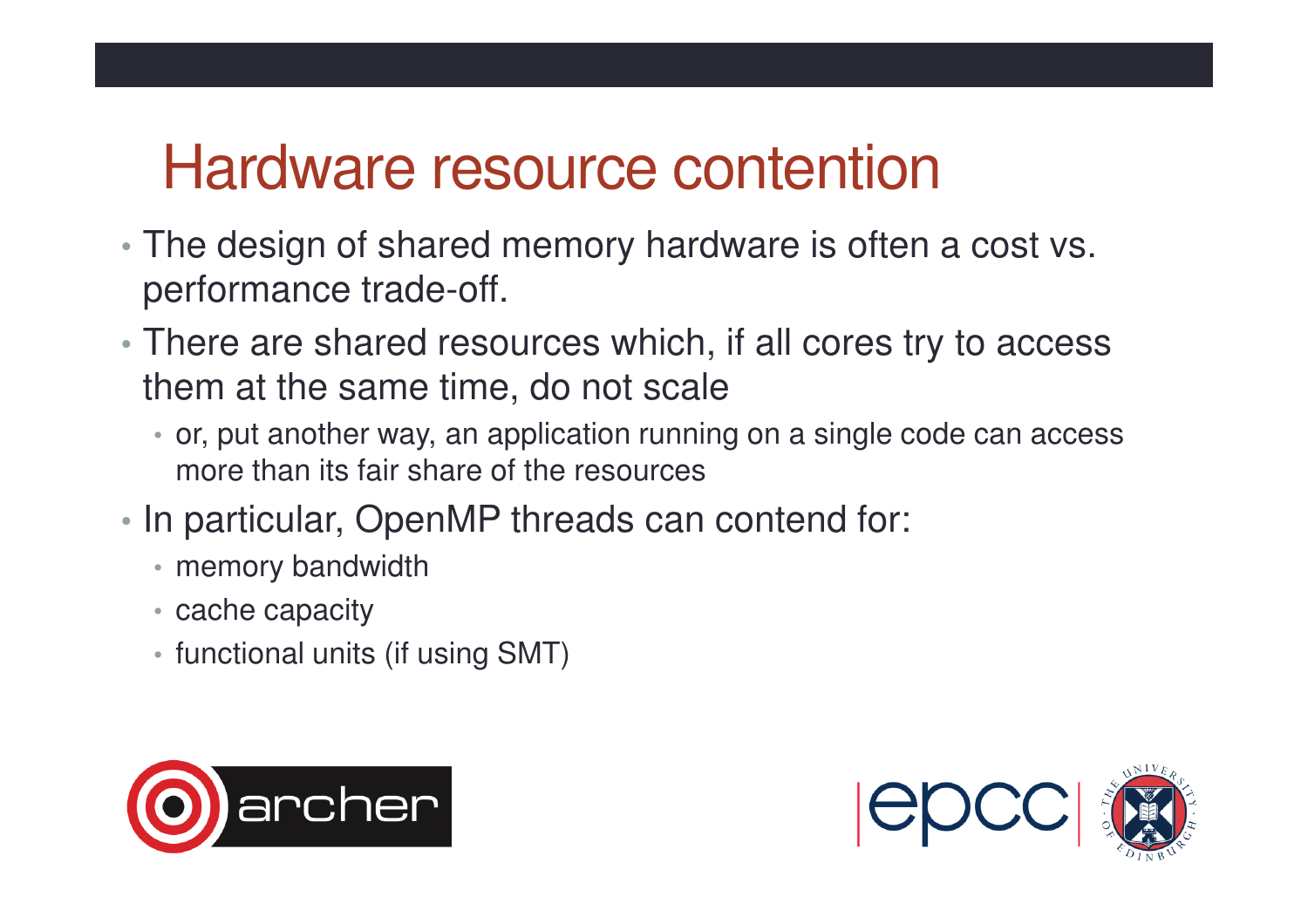# Hardware resource contention

- The design of shared memory hardware is often a cost vs. performance trade-off.
- There are shared resources which, if all cores try to access them at the same time, do not scale
  - or, put another way, an application running on a single code can access more than its fair share of the resources
- In particular, OpenMP threads can contend for:
  - memory bandwidth
  - cache capacity
  - functional units (if using SMT)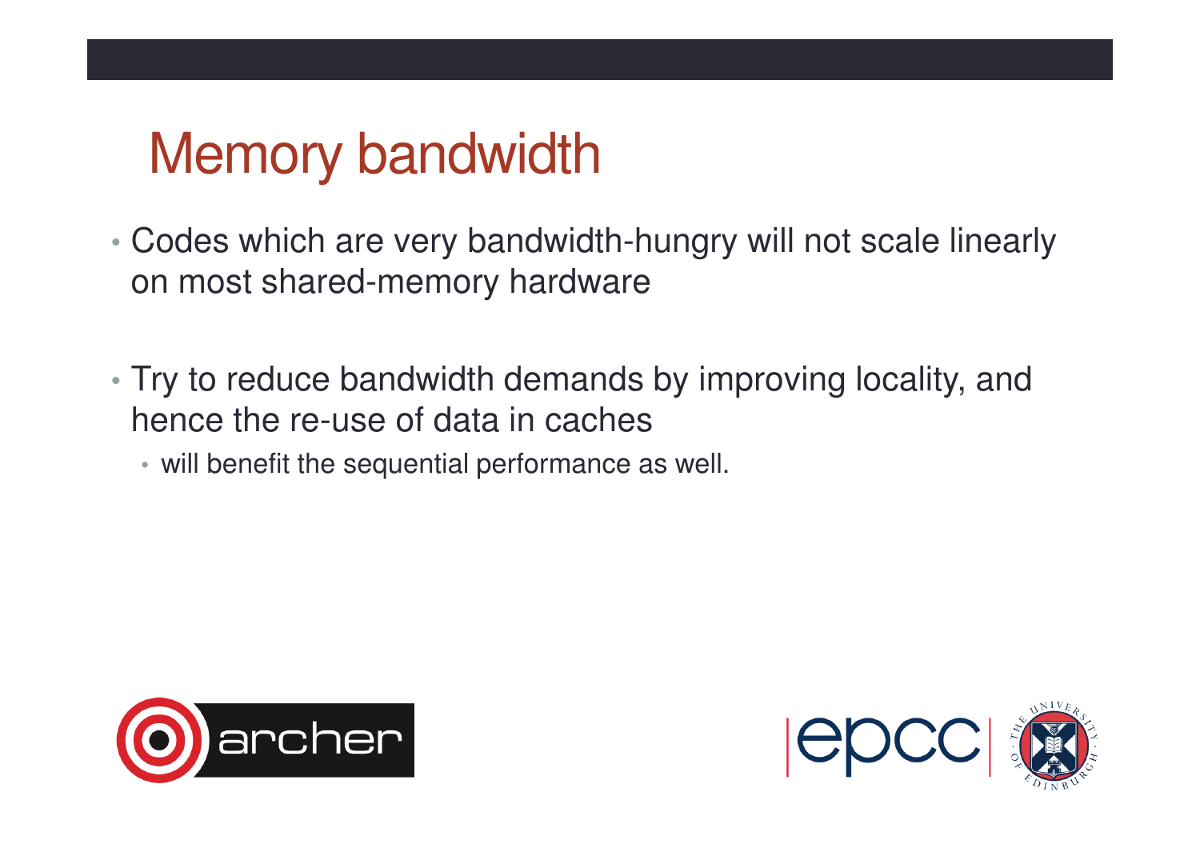# Memory bandwidth

- Codes which are very bandwidth-hungry will not scale linearly on most shared-memory hardware
- Try to reduce bandwidth demands by improving locality, and hence the re-use of data in caches
  - will benefit the sequential performance as well.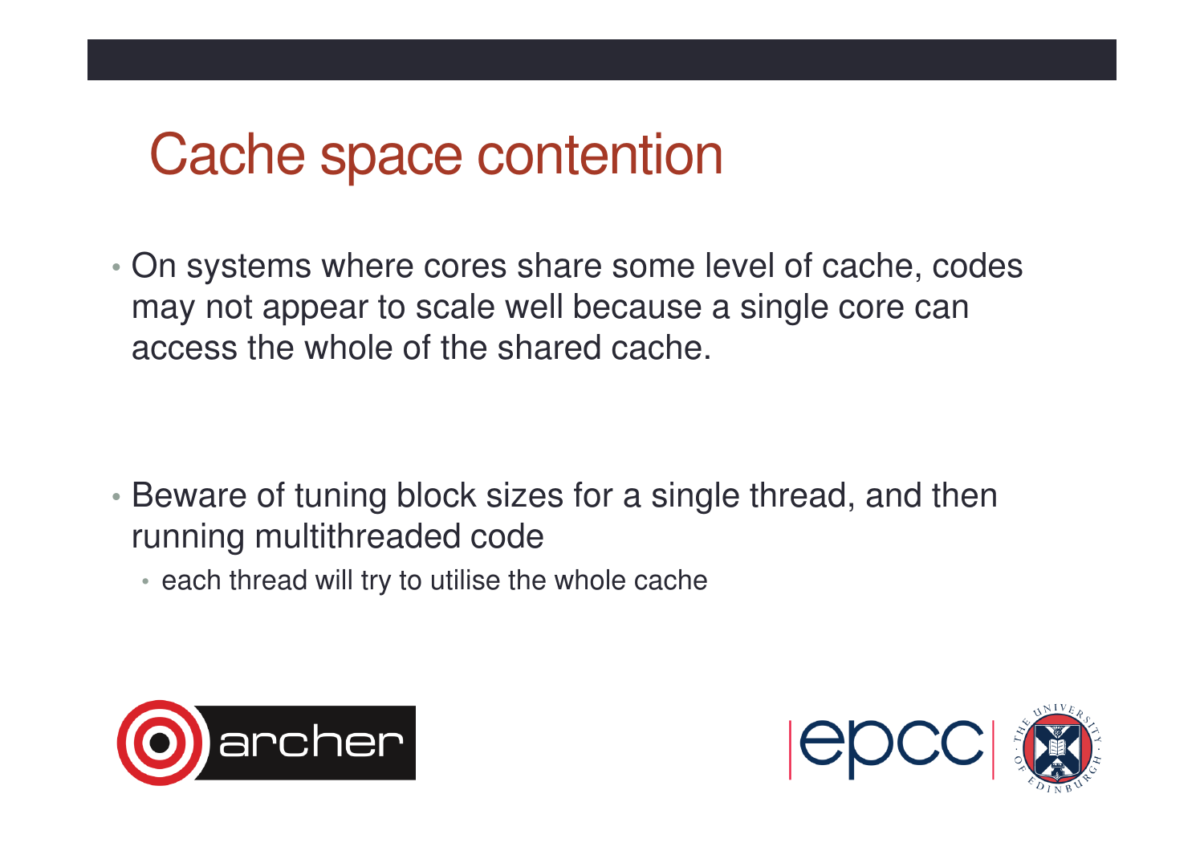# Cache space contention

- On systems where cores share some level of cache, codes may not appear to scale well because a single core can access the whole of the shared cache.

- Beware of tuning block sizes for a single thread, and then running multithreaded code
  - each thread will try to utilise the whole cache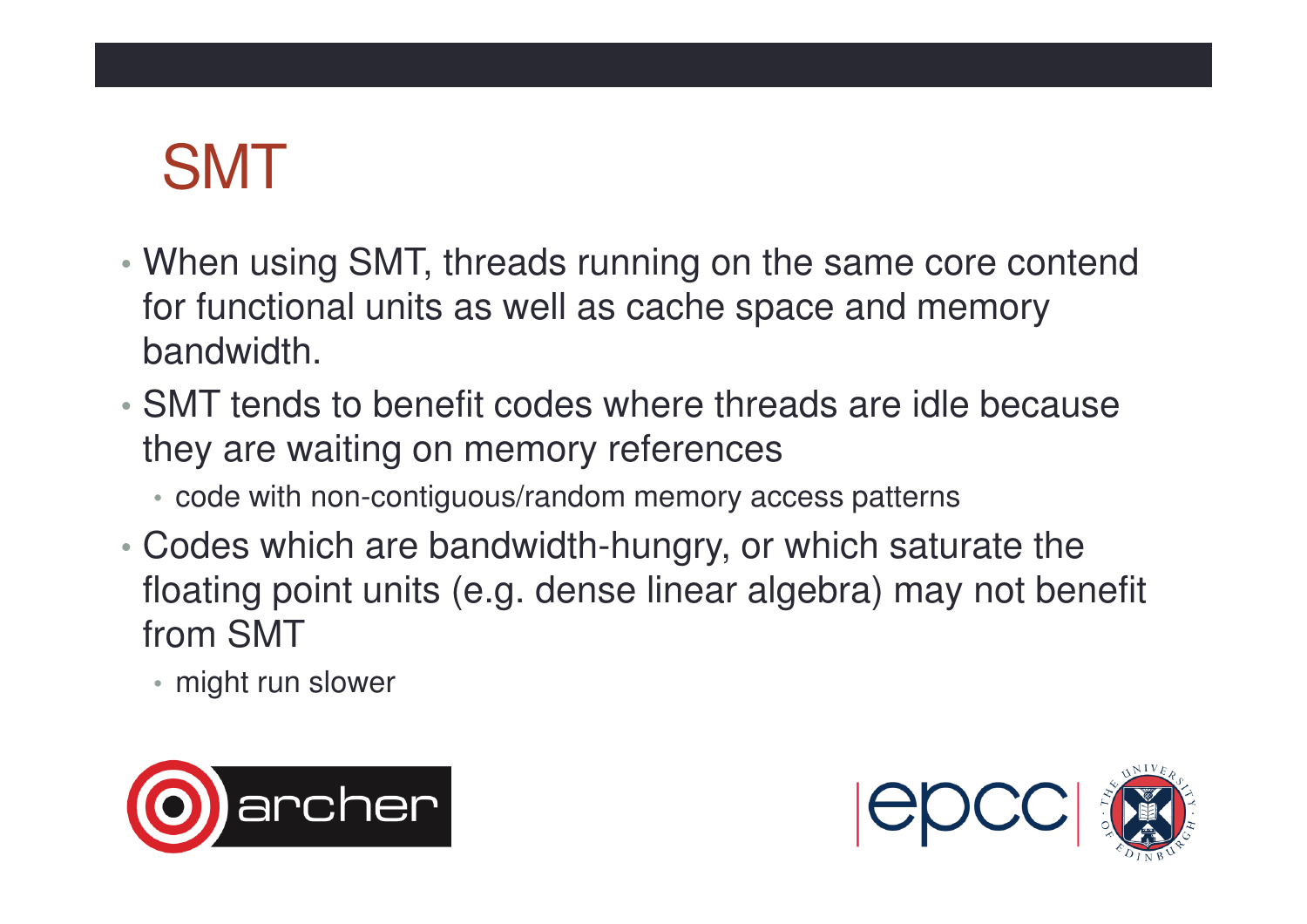# SMT

- When using SMT, threads running on the same core contend for functional units as well as cache space and memory bandwidth.
- SMT tends to benefit codes where threads are idle because they are waiting on memory references
  - code with non-contiguous/random memory access patterns
- Codes which are bandwidth-hungry, or which saturate the floating point units (e.g. dense linear algebra) may not benefit from SMT
  - might run slower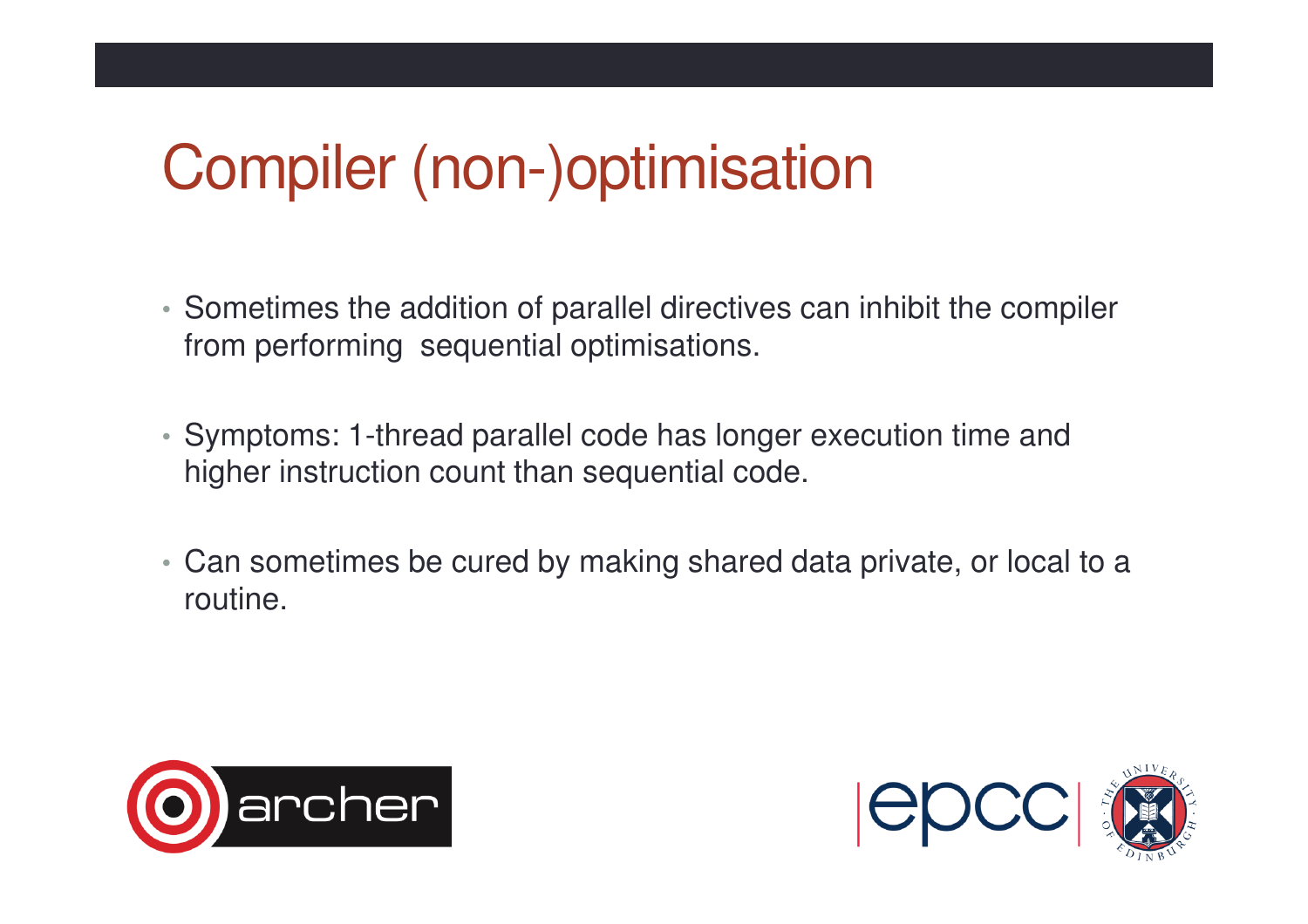# Compiler (non-)optimisation

- Sometimes the addition of parallel directives can inhibit the compiler from performing sequential optimisations.
- Symptoms: 1-thread parallel code has longer execution time and higher instruction count than sequential code.
- Can sometimes be cured by making shared data private, or local to a routine.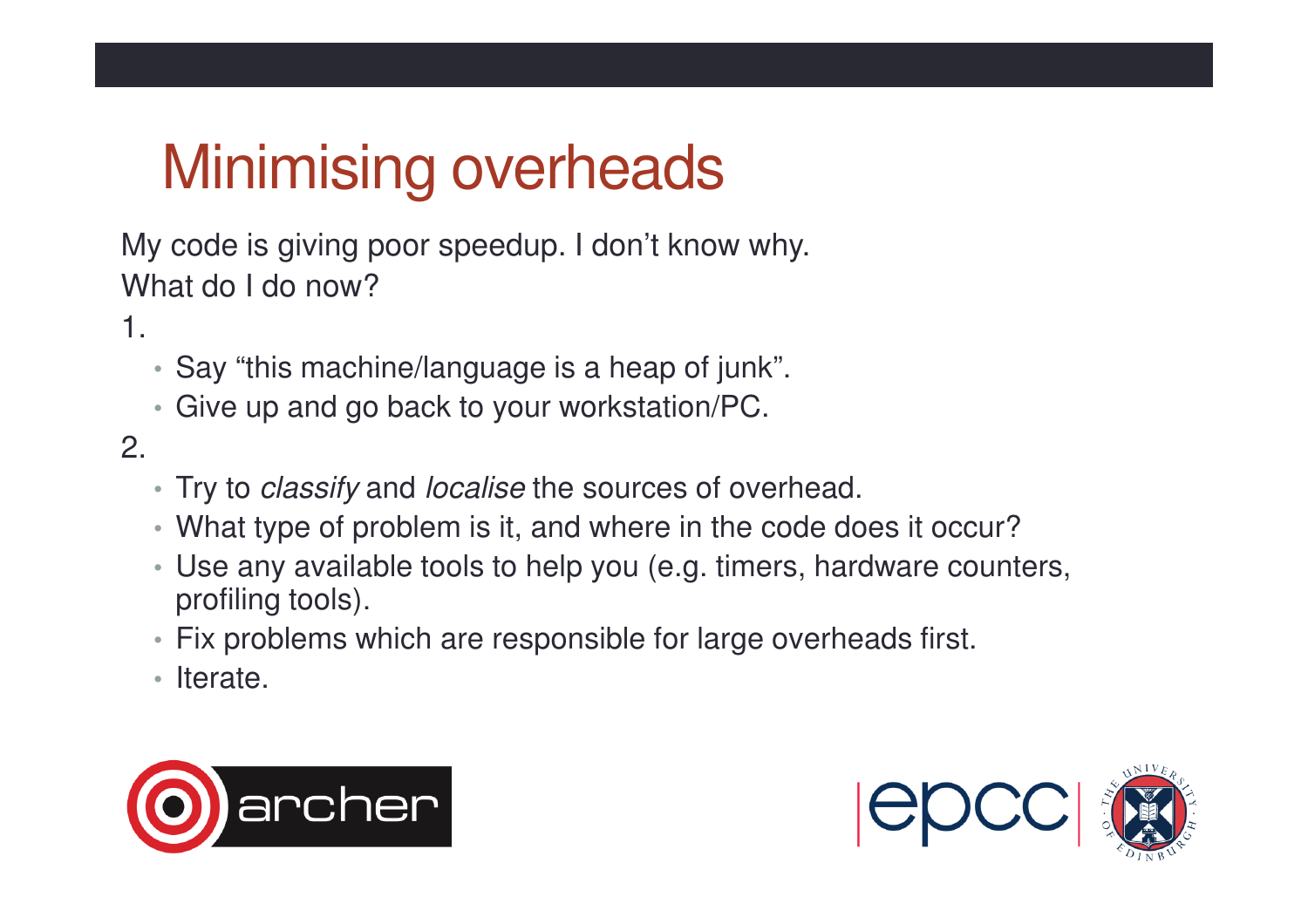# Minimising overheads

My code is giving poor speedup. I don't know why.

What do I do now?

1.

- Say "this machine/language is a heap of junk".
- Give up and go back to your workstation/PC.

2.

- Try to *classify* and *localise* the sources of overhead.
- What type of problem is it, and where in the code does it occur?
- Use any available tools to help you (e.g. timers, hardware counters, profiling tools).
- Fix problems which are responsible for large overheads first.
- Iterate.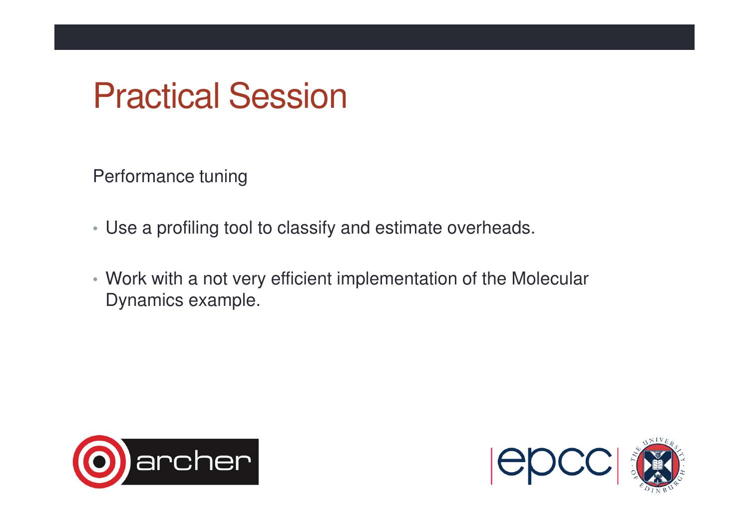# Practical Session

Performance tuning

- Use a profiling tool to classify and estimate overheads.
- Work with a not very efficient implementation of the Molecular Dynamics example.